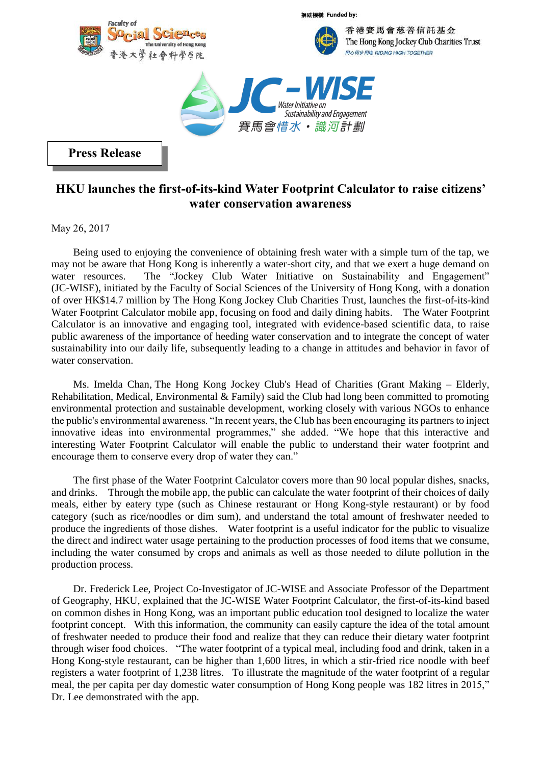Faculty of Social Sciences The University of Hong Kong 香港大學社會科學學院

捐助機構 Funded by: 香港賽馬會慈善信託基金 The Hong Kong Jockey Club Charities Trust 同心同步同進 RIDING HIGH TOGETHER

JC-WISE Water Initiative on Sustainability and Engagement 賽馬會惜水・識河計劃

**Press Release**

# HKU launches the first-of-its-kind Water Footprint Calculator to raise citizens' water conservation awareness

May 26, 2017

Being used to enjoying the convenience of obtaining fresh water with a simple turn of the tap, we may not be aware that Hong Kong is inherently a water-short city, and that we exert a huge demand on water resources. The "Jockey Club Water Initiative on Sustainability and Engagement" (JC-WISE), initiated by the Faculty of Social Sciences of the University of Hong Kong, with a donation of over HK$14.7 million by The Hong Kong Jockey Club Charities Trust, launches the first-of-its-kind Water Footprint Calculator mobile app, focusing on food and daily dining habits. The Water Footprint Calculator is an innovative and engaging tool, integrated with evidence-based scientific data, to raise public awareness of the importance of heeding water conservation and to integrate the concept of water sustainability into our daily life, subsequently leading to a change in attitudes and behavior in favor of water conservation.

Ms. Imelda Chan, The Hong Kong Jockey Club's Head of Charities (Grant Making – Elderly, Rehabilitation, Medical, Environmental & Family) said the Club had long been committed to promoting environmental protection and sustainable development, working closely with various NGOs to enhance the public's environmental awareness. "In recent years, the Club has been encouraging its partners to inject innovative ideas into environmental programmes," she added. "We hope that this interactive and interesting Water Footprint Calculator will enable the public to understand their water footprint and encourage them to conserve every drop of water they can."

The first phase of the Water Footprint Calculator covers more than 90 local popular dishes, snacks, and drinks. Through the mobile app, the public can calculate the water footprint of their choices of daily meals, either by eatery type (such as Chinese restaurant or Hong Kong-style restaurant) or by food category (such as rice/noodles or dim sum), and understand the total amount of freshwater needed to produce the ingredients of those dishes. Water footprint is a useful indicator for the public to visualize the direct and indirect water usage pertaining to the production processes of food items that we consume, including the water consumed by crops and animals as well as those needed to dilute pollution in the production process.

Dr. Frederick Lee, Project Co-Investigator of JC-WISE and Associate Professor of the Department of Geography, HKU, explained that the JC-WISE Water Footprint Calculator, the first-of-its-kind based on common dishes in Hong Kong, was an important public education tool designed to localize the water footprint concept. With this information, the community can easily capture the idea of the total amount of freshwater needed to produce their food and realize that they can reduce their dietary water footprint through wiser food choices. "The water footprint of a typical meal, including food and drink, taken in a Hong Kong-style restaurant, can be higher than 1,600 litres, in which a stir-fried rice noodle with beef registers a water footprint of 1,238 litres. To illustrate the magnitude of the water footprint of a regular meal, the per capita per day domestic water consumption of Hong Kong people was 182 litres in 2015," Dr. Lee demonstrated with the app.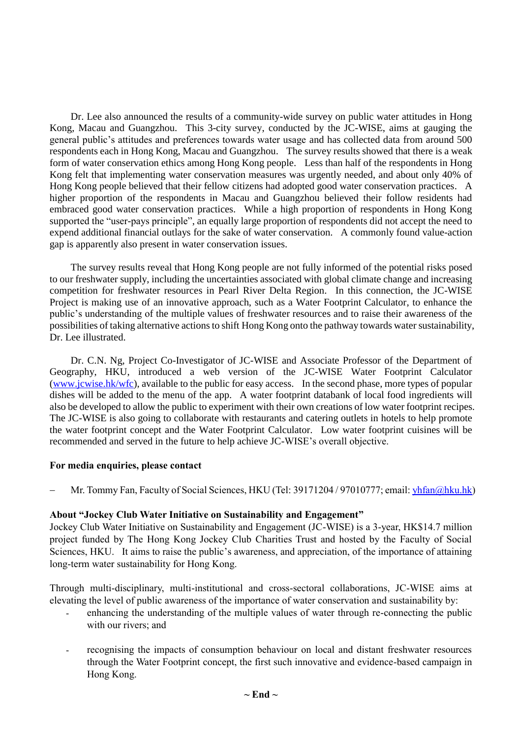Dr. Lee also announced the results of a community-wide survey on public water attitudes in Hong Kong, Macau and Guangzhou. This 3-city survey, conducted by the JC-WISE, aims at gauging the general public's attitudes and preferences towards water usage and has collected data from around 500 respondents each in Hong Kong, Macau and Guangzhou. The survey results showed that there is a weak form of water conservation ethics among Hong Kong people. Less than half of the respondents in Hong Kong felt that implementing water conservation measures was urgently needed, and about only 40% of Hong Kong people believed that their fellow citizens had adopted good water conservation practices. A higher proportion of the respondents in Macau and Guangzhou believed their follow residents had embraced good water conservation practices. While a high proportion of respondents in Hong Kong supported the "user-pays principle", an equally large proportion of respondents did not accept the need to expend additional financial outlays for the sake of water conservation. A commonly found value-action gap is apparently also present in water conservation issues.

The survey results reveal that Hong Kong people are not fully informed of the potential risks posed to our freshwater supply, including the uncertainties associated with global climate change and increasing competition for freshwater resources in Pearl River Delta Region. In this connection, the JC-WISE Project is making use of an innovative approach, such as a Water Footprint Calculator, to enhance the public's understanding of the multiple values of freshwater resources and to raise their awareness of the possibilities of taking alternative actions to shift Hong Kong onto the pathway towards water sustainability, Dr. Lee illustrated.

Dr. C.N. Ng, Project Co-Investigator of JC-WISE and Associate Professor of the Department of Geography, HKU, introduced a web version of the JC-WISE Water Footprint Calculator (www.jcwise.hk/wfc), available to the public for easy access. In the second phase, more types of popular dishes will be added to the menu of the app. A water footprint databank of local food ingredients will also be developed to allow the public to experiment with their own creations of low water footprint recipes. The JC-WISE is also going to collaborate with restaurants and catering outlets in hotels to help promote the water footprint concept and the Water Footprint Calculator. Low water footprint cuisines will be recommended and served in the future to help achieve JC-WISE's overall objective.

**For media enquiries, please contact**

- Mr. Tommy Fan, Faculty of Social Sciences, HKU (Tel: 39171204 / 97010777; email: yhfan@hku.hk)

**About "Jockey Club Water Initiative on Sustainability and Engagement"**

Jockey Club Water Initiative on Sustainability and Engagement (JC-WISE) is a 3-year, HK$14.7 million project funded by The Hong Kong Jockey Club Charities Trust and hosted by the Faculty of Social Sciences, HKU. It aims to raise the public's awareness, and appreciation, of the importance of attaining long-term water sustainability for Hong Kong.

Through multi-disciplinary, multi-institutional and cross-sectoral collaborations, JC-WISE aims at elevating the level of public awareness of the importance of water conservation and sustainability by:

- enhancing the understanding of the multiple values of water through re-connecting the public with our rivers; and
- recognising the impacts of consumption behaviour on local and distant freshwater resources through the Water Footprint concept, the first such innovative and evidence-based campaign in Hong Kong.

**~ End ~**